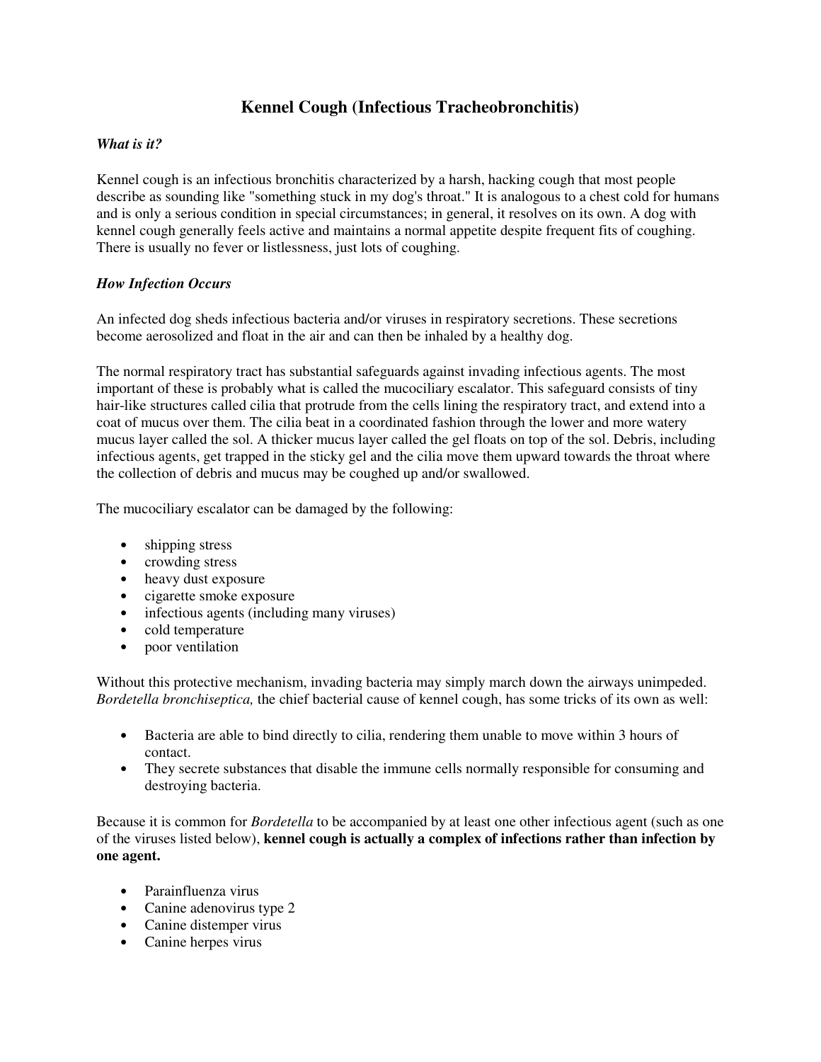# Kennel Cough (Infectious Tracheobronchitis)

***What is it?***

Kennel cough is an infectious bronchitis characterized by a harsh, hacking cough that most people describe as sounding like "something stuck in my dog's throat." It is analogous to a chest cold for humans and is only a serious condition in special circumstances; in general, it resolves on its own. A dog with kennel cough generally feels active and maintains a normal appetite despite frequent fits of coughing. There is usually no fever or listlessness, just lots of coughing.

***How Infection Occurs***

An infected dog sheds infectious bacteria and/or viruses in respiratory secretions. These secretions become aerosolized and float in the air and can then be inhaled by a healthy dog.

The normal respiratory tract has substantial safeguards against invading infectious agents. The most important of these is probably what is called the mucociliary escalator. This safeguard consists of tiny hair-like structures called cilia that protrude from the cells lining the respiratory tract, and extend into a coat of mucus over them. The cilia beat in a coordinated fashion through the lower and more watery mucus layer called the sol. A thicker mucus layer called the gel floats on top of the sol. Debris, including infectious agents, get trapped in the sticky gel and the cilia move them upward towards the throat where the collection of debris and mucus may be coughed up and/or swallowed.

The mucociliary escalator can be damaged by the following:

- shipping stress
- crowding stress
- heavy dust exposure
- cigarette smoke exposure
- infectious agents (including many viruses)
- cold temperature
- poor ventilation

Without this protective mechanism, invading bacteria may simply march down the airways unimpeded. *Bordetella bronchiseptica,* the chief bacterial cause of kennel cough, has some tricks of its own as well:

- Bacteria are able to bind directly to cilia, rendering them unable to move within 3 hours of contact.
- They secrete substances that disable the immune cells normally responsible for consuming and destroying bacteria.

Because it is common for *Bordetella* to be accompanied by at least one other infectious agent (such as one of the viruses listed below), **kennel cough is actually a complex of infections rather than infection by one agent.**

- Parainfluenza virus
- Canine adenovirus type 2
- Canine distemper virus
- Canine herpes virus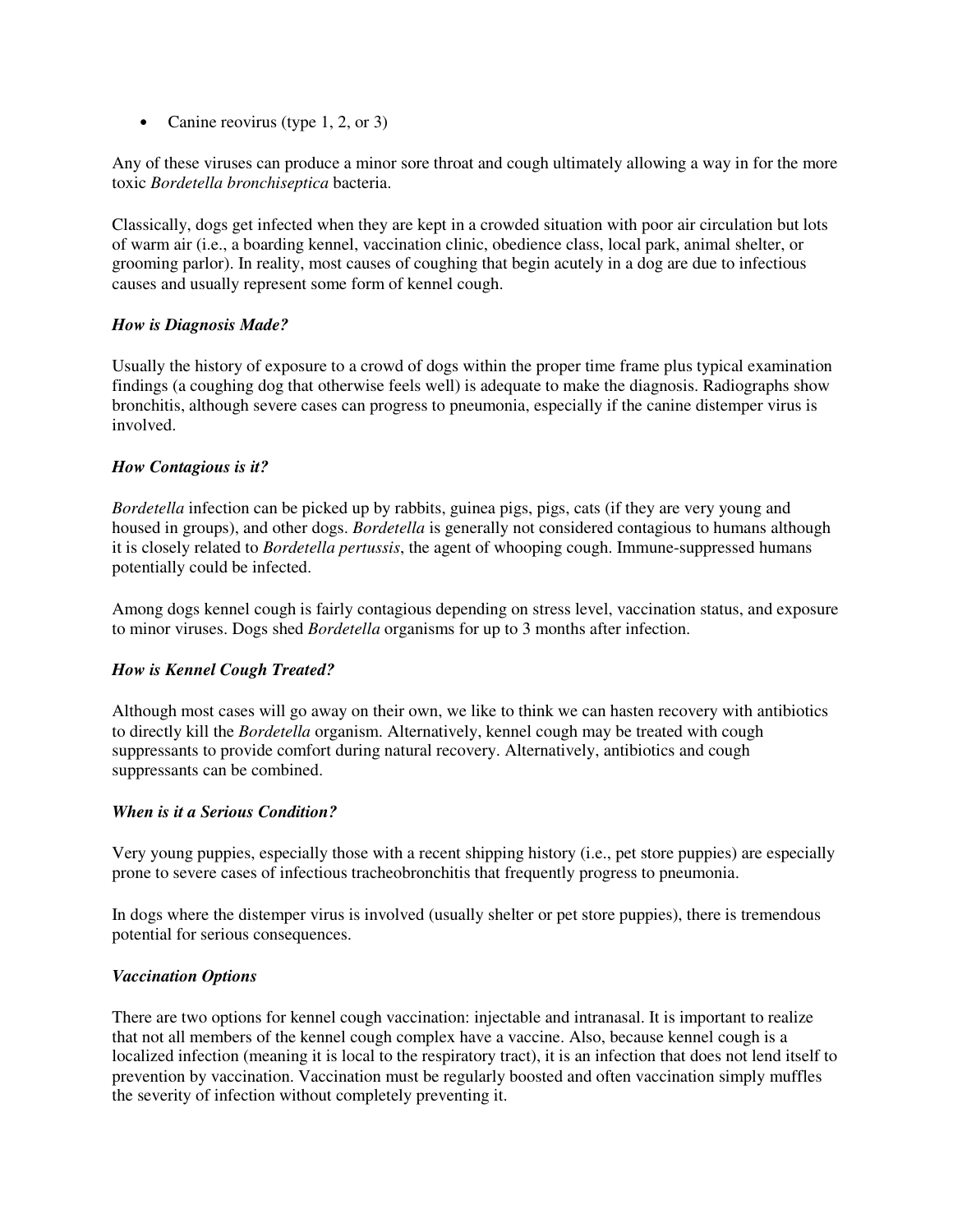- Canine reovirus (type 1, 2, or 3)

Any of these viruses can produce a minor sore throat and cough ultimately allowing a way in for the more toxic *Bordetella bronchiseptica* bacteria.

Classically, dogs get infected when they are kept in a crowded situation with poor air circulation but lots of warm air (i.e., a boarding kennel, vaccination clinic, obedience class, local park, animal shelter, or grooming parlor). In reality, most causes of coughing that begin acutely in a dog are due to infectious causes and usually represent some form of kennel cough.

### *How is Diagnosis Made?*

Usually the history of exposure to a crowd of dogs within the proper time frame plus typical examination findings (a coughing dog that otherwise feels well) is adequate to make the diagnosis. Radiographs show bronchitis, although severe cases can progress to pneumonia, especially if the canine distemper virus is involved.

### *How Contagious is it?*

*Bordetella* infection can be picked up by rabbits, guinea pigs, pigs, cats (if they are very young and housed in groups), and other dogs. *Bordetella* is generally not considered contagious to humans although it is closely related to *Bordetella pertussis*, the agent of whooping cough. Immune-suppressed humans potentially could be infected.

Among dogs kennel cough is fairly contagious depending on stress level, vaccination status, and exposure to minor viruses. Dogs shed *Bordetella* organisms for up to 3 months after infection.

### *How is Kennel Cough Treated?*

Although most cases will go away on their own, we like to think we can hasten recovery with antibiotics to directly kill the *Bordetella* organism. Alternatively, kennel cough may be treated with cough suppressants to provide comfort during natural recovery. Alternatively, antibiotics and cough suppressants can be combined.

### *When is it a Serious Condition?*

Very young puppies, especially those with a recent shipping history (i.e., pet store puppies) are especially prone to severe cases of infectious tracheobronchitis that frequently progress to pneumonia.

In dogs where the distemper virus is involved (usually shelter or pet store puppies), there is tremendous potential for serious consequences.

### *Vaccination Options*

There are two options for kennel cough vaccination: injectable and intranasal. It is important to realize that not all members of the kennel cough complex have a vaccine. Also, because kennel cough is a localized infection (meaning it is local to the respiratory tract), it is an infection that does not lend itself to prevention by vaccination. Vaccination must be regularly boosted and often vaccination simply muffles the severity of infection without completely preventing it.